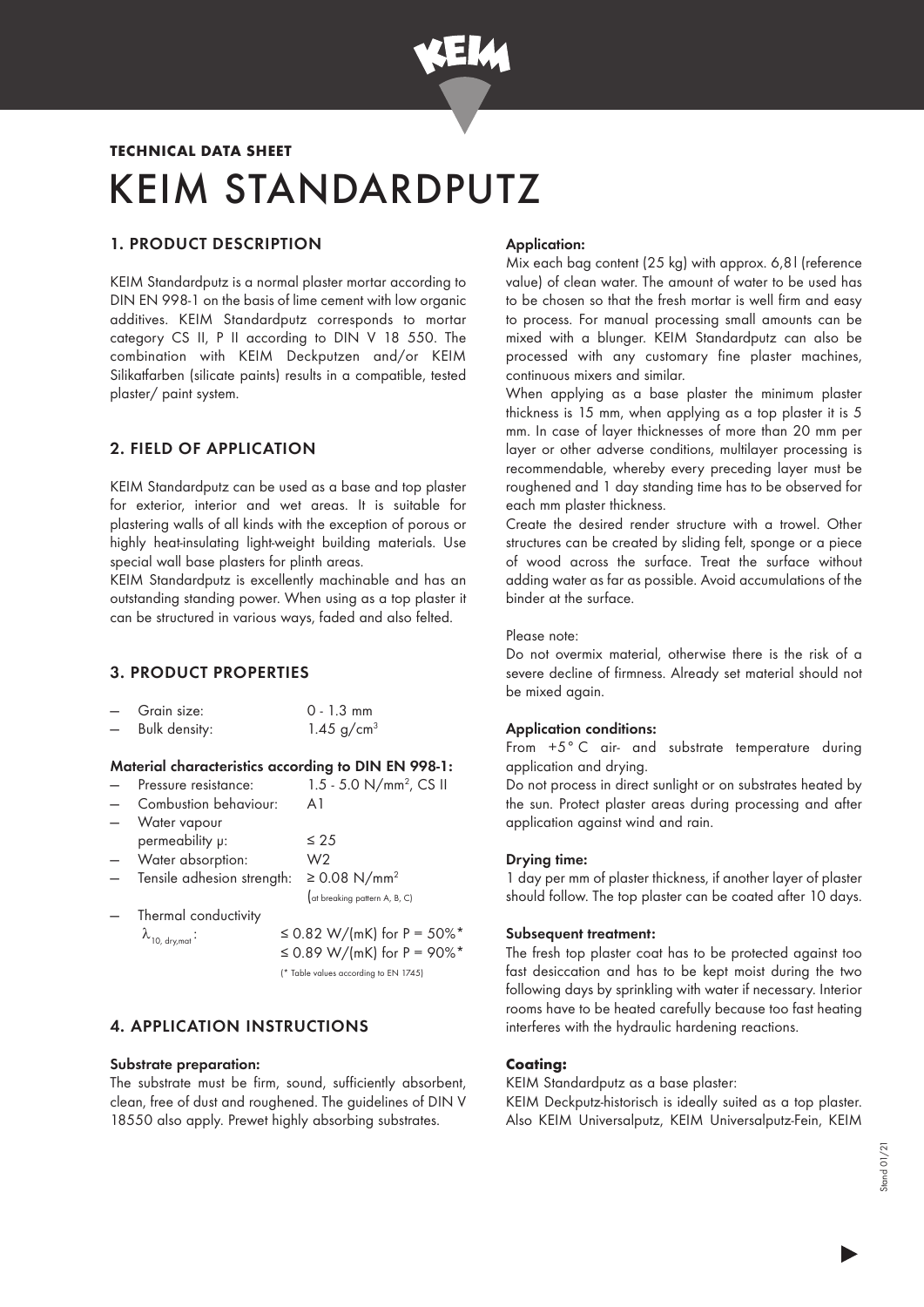**TECHNICAL DATA SHEET**

# KEIM STANDARDPUTZ

## 1. PRODUCT DESCRIPTION

KEIM Standardputz is a normal plaster mortar according to DIN EN 998-1 on the basis of lime cement with low organic additives. KEIM Standardputz corresponds to mortar category CS II, P II according to DIN V 18 550. The combination with KEIM Deckputzen and/or KEIM Silikatfarben (silicate paints) results in a compatible, tested plaster/ paint system.

## 2. FIELD OF APPLICATION

KEIM Standardputz can be used as a base and top plaster for exterior, interior and wet areas. It is suitable for plastering walls of all kinds with the exception of porous or highly heat-insulating light-weight building materials. Use special wall base plasters for plinth areas.

KEIM Standardputz is excellently machinable and has an outstanding standing power. When using as a top plaster it can be structured in various ways, faded and also felted.

## 3. PRODUCT PROPERTIES

- Grain size: 0 - 1.3 mm
- Bulk density: 1.45 g/cm³

**Material characteristics according to DIN EN 998-1:**

- Pressure resistance: 1.5 - 5.0 N/mm², CS II
- Combustion behaviour: A1
- Water vapour permeability μ: ≤ 25
- Water absorption: W2
- Tensile adhesion strength: ≥ 0.08 N/mm² (at breaking pattern A, B, C)
- Thermal conductivity $\lambda_{10, dry,mat}$: ≤ 0.82 W/(mK) for P = 50%*
  ≤ 0.89 W/(mK) for P = 90%*
  (* Table values according to EN 1745)

## 4. APPLICATION INSTRUCTIONS

**Substrate preparation:**

The substrate must be firm, sound, sufficiently absorbent, clean, free of dust and roughened. The guidelines of DIN V 18550 also apply. Prewet highly absorbing substrates.

**Application:**

Mix each bag content (25 kg) with approx. 6,8l (reference value) of clean water. The amount of water to be used has to be chosen so that the fresh mortar is well firm and easy to process. For manual processing small amounts can be mixed with a blunger. KEIM Standardputz can also be processed with any customary fine plaster machines, continuous mixers and similar.

When applying as a base plaster the minimum plaster thickness is 15 mm, when applying as a top plaster it is 5 mm. In case of layer thicknesses of more than 20 mm per layer or other adverse conditions, multilayer processing is recommendable, whereby every preceding layer must be roughened and 1 day standing time has to be observed for each mm plaster thickness.

Create the desired render structure with a trowel. Other structures can be created by sliding felt, sponge or a piece of wood across the surface. Treat the surface without adding water as far as possible. Avoid accumulations of the binder at the surface.

Please note:

Do not overmix material, otherwise there is the risk of a severe decline of firmness. Already set material should not be mixed again.

**Application conditions:**

From +5° C air- and substrate temperature during application and drying.

Do not process in direct sunlight or on substrates heated by the sun. Protect plaster areas during processing and after application against wind and rain.

**Drying time:**

1 day per mm of plaster thickness, if another layer of plaster should follow. The top plaster can be coated after 10 days.

**Subsequent treatment:**

The fresh top plaster coat has to be protected against too fast desiccation and has to be kept moist during the two following days by sprinkling with water if necessary. Interior rooms have to be heated carefully because too fast heating interferes with the hydraulic hardening reactions.

**Coating:**

KEIM Standardputz as a base plaster:

KEIM Deckputz-historisch is ideally suited as a top plaster. Also KEIM Universalputz, KEIM Universalputz-Fein, KEIM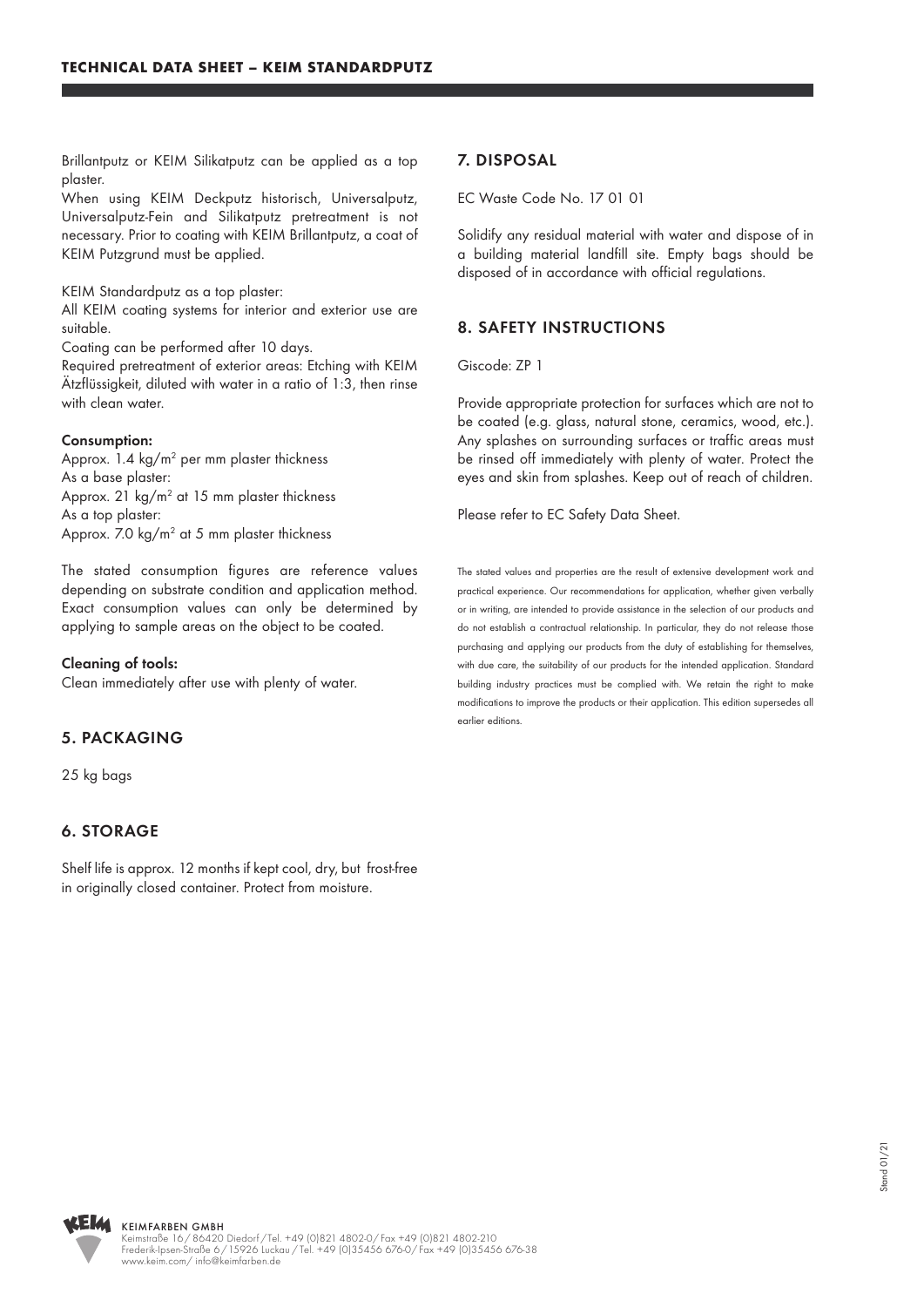Brillantputz or KEIM Silikatputz can be applied as a top plaster.

When using KEIM Deckputz historisch, Universalputz, Universalputz-Fein and Silikatputz pretreatment is not necessary. Prior to coating with KEIM Brillantputz, a coat of KEIM Putzgrund must be applied.

KEIM Standardputz as a top plaster:

All KEIM coating systems for interior and exterior use are suitable.

Coating can be performed after 10 days.

Required pretreatment of exterior areas: Etching with KEIM Ätzflüssigkeit, diluted with water in a ratio of 1:3, then rinse with clean water.

**Consumption:**

Approx. 1.4 kg/m² per mm plaster thickness
As a base plaster:
Approx. 21 kg/m² at 15 mm plaster thickness
As a top plaster:
Approx. 7.0 kg/m² at 5 mm plaster thickness

The stated consumption figures are reference values depending on substrate condition and application method. Exact consumption values can only be determined by applying to sample areas on the object to be coated.

**Cleaning of tools:**

Clean immediately after use with plenty of water.

## 5. PACKAGING

25 kg bags

## 6. STORAGE

Shelf life is approx. 12 months if kept cool, dry, but frost-free in originally closed container. Protect from moisture.

## 7. DISPOSAL

EC Waste Code No. 17 01 01

Solidify any residual material with water and dispose of in a building material landfill site. Empty bags should be disposed of in accordance with official regulations.

## 8. SAFETY INSTRUCTIONS

Giscode: ZP 1

Provide appropriate protection for surfaces which are not to be coated (e.g. glass, natural stone, ceramics, wood, etc.). Any splashes on surrounding surfaces or traffic areas must be rinsed off immediately with plenty of water. Protect the eyes and skin from splashes. Keep out of reach of children.

Please refer to EC Safety Data Sheet.

The stated values and properties are the result of extensive development work and practical experience. Our recommendations for application, whether given verbally or in writing, are intended to provide assistance in the selection of our products and do not establish a contractual relationship. In particular, they do not release those purchasing and applying our products from the duty of establishing for themselves, with due care, the suitability of our products for the intended application. Standard building industry practices must be complied with. We retain the right to make modifications to improve the products or their application. This edition supersedes all earlier editions.

Stand 01/21

KEIMFARBEN GMBH
Keimstraße 16 / 86420 Diedorf / Tel. +49 (0)821 4802-0 / Fax +49 (0)821 4802-210
Frederik-Ipsen-Straße 6 / 15926 Luckau / Tel. +49 (0)35456 676-0 / Fax +49 (0)35456 676-38
www.keim.com / info@keimfarben.de